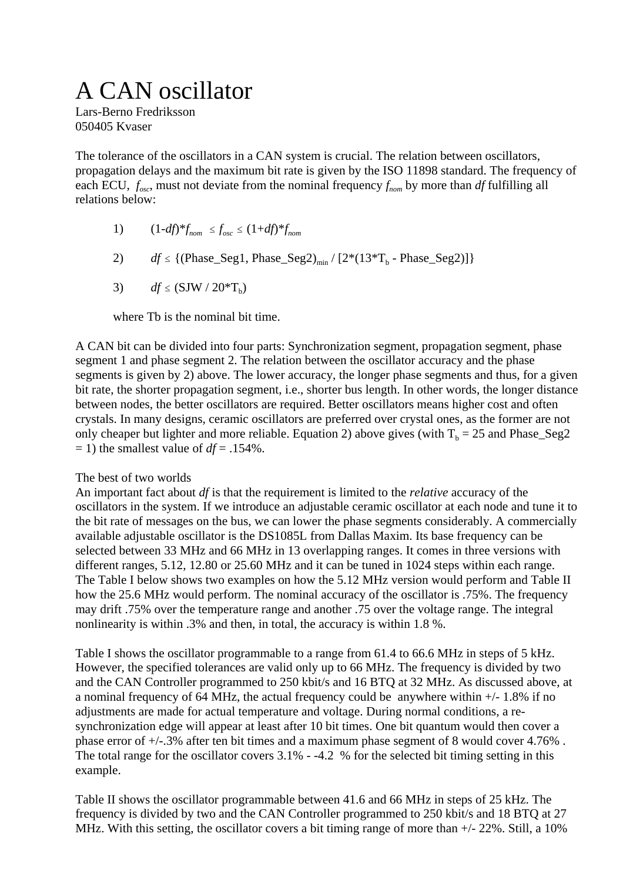# A CAN oscillator

Lars-Berno Fredriksson
050405 Kvaser

The tolerance of the oscillators in a CAN system is crucial. The relation between oscillators, propagation delays and the maximum bit rate is given by the ISO 11898 standard. The frequency of each ECU, $f_{osc}$, must not deviate from the nominal frequency $f_{nom}$ by more than $df$ fulfilling all relations below:

1) $(1-df)*f_{nom} \leq f_{osc} \leq (1+df)*f_{nom}$

2) $df \leq \{(\text{Phase\_Seg1, Phase\_Seg2})_{min} / [2*(13*T_b - \text{Phase\_Seg2})]\}$

3) $df \leq (\text{SJW} / 20*T_b)$

where Tb is the nominal bit time.

A CAN bit can be divided into four parts: Synchronization segment, propagation segment, phase segment 1 and phase segment 2. The relation between the oscillator accuracy and the phase segments is given by 2) above. The lower accuracy, the longer phase segments and thus, for a given bit rate, the shorter propagation segment, i.e., shorter bus length. In other words, the longer distance between nodes, the better oscillators are required. Better oscillators means higher cost and often crystals. In many designs, ceramic oscillators are preferred over crystal ones, as the former are not only cheaper but lighter and more reliable. Equation 2) above gives (with $T_b$ = 25 and Phase_Seg2 = 1) the smallest value of $df$ = .154%.

The best of two worlds

An important fact about $df$ is that the requirement is limited to the *relative* accuracy of the oscillators in the system. If we introduce an adjustable ceramic oscillator at each node and tune it to the bit rate of messages on the bus, we can lower the phase segments considerably. A commercially available adjustable oscillator is the DS1085L from Dallas Maxim. Its base frequency can be selected between 33 MHz and 66 MHz in 13 overlapping ranges. It comes in three versions with different ranges, 5.12, 12.80 or 25.60 MHz and it can be tuned in 1024 steps within each range. The Table I below shows two examples on how the 5.12 MHz version would perform and Table II how the 25.6 MHz would perform. The nominal accuracy of the oscillator is .75%. The frequency may drift .75% over the temperature range and another .75 over the voltage range. The integral nonlinearity is within .3% and then, in total, the accuracy is within 1.8 %.

Table I shows the oscillator programmable to a range from 61.4 to 66.6 MHz in steps of 5 kHz. However, the specified tolerances are valid only up to 66 MHz. The frequency is divided by two and the CAN Controller programmed to 250 kbit/s and 16 BTQ at 32 MHz. As discussed above, at a nominal frequency of 64 MHz, the actual frequency could be anywhere within +/- 1.8% if no adjustments are made for actual temperature and voltage. During normal conditions, a re-synchronization edge will appear at least after 10 bit times. One bit quantum would then cover a phase error of +/-.3% after ten bit times and a maximum phase segment of 8 would cover 4.76% . The total range for the oscillator covers 3.1% - -4.2 % for the selected bit timing setting in this example.

Table II shows the oscillator programmable between 41.6 and 66 MHz in steps of 25 kHz. The frequency is divided by two and the CAN Controller programmed to 250 kbit/s and 18 BTQ at 27 MHz. With this setting, the oscillator covers a bit timing range of more than +/- 22%. Still, a 10%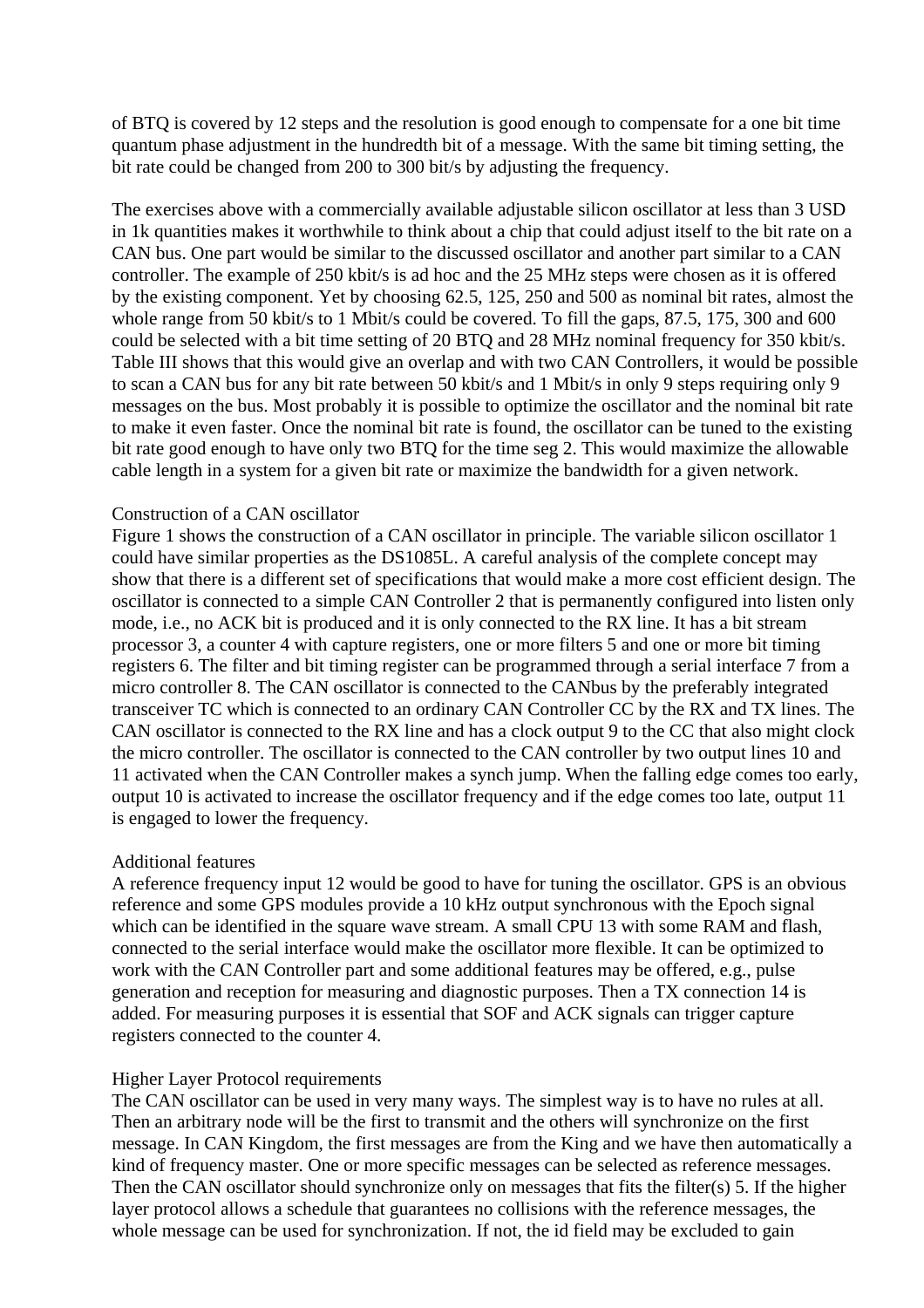of BTQ is covered by 12 steps and the resolution is good enough to compensate for a one bit time quantum phase adjustment in the hundredth bit of a message. With the same bit timing setting, the bit rate could be changed from 200 to 300 bit/s by adjusting the frequency.

The exercises above with a commercially available adjustable silicon oscillator at less than 3 USD in 1k quantities makes it worthwhile to think about a chip that could adjust itself to the bit rate on a CAN bus. One part would be similar to the discussed oscillator and another part similar to a CAN controller. The example of 250 kbit/s is ad hoc and the 25 MHz steps were chosen as it is offered by the existing component. Yet by choosing 62.5, 125, 250 and 500 as nominal bit rates, almost the whole range from 50 kbit/s to 1 Mbit/s could be covered. To fill the gaps, 87.5, 175, 300 and 600 could be selected with a bit time setting of 20 BTQ and 28 MHz nominal frequency for 350 kbit/s. Table III shows that this would give an overlap and with two CAN Controllers, it would be possible to scan a CAN bus for any bit rate between 50 kbit/s and 1 Mbit/s in only 9 steps requiring only 9 messages on the bus. Most probably it is possible to optimize the oscillator and the nominal bit rate to make it even faster. Once the nominal bit rate is found, the oscillator can be tuned to the existing bit rate good enough to have only two BTQ for the time seg 2. This would maximize the allowable cable length in a system for a given bit rate or maximize the bandwidth for a given network.

Construction of a CAN oscillator
Figure 1 shows the construction of a CAN oscillator in principle. The variable silicon oscillator 1 could have similar properties as the DS1085L. A careful analysis of the complete concept may show that there is a different set of specifications that would make a more cost efficient design. The oscillator is connected to a simple CAN Controller 2 that is permanently configured into listen only mode, i.e., no ACK bit is produced and it is only connected to the RX line. It has a bit stream processor 3, a counter 4 with capture registers, one or more filters 5 and one or more bit timing registers 6. The filter and bit timing register can be programmed through a serial interface 7 from a micro controller 8. The CAN oscillator is connected to the CANbus by the preferably integrated transceiver TC which is connected to an ordinary CAN Controller CC by the RX and TX lines. The CAN oscillator is connected to the RX line and has a clock output 9 to the CC that also might clock the micro controller. The oscillator is connected to the CAN controller by two output lines 10 and 11 activated when the CAN Controller makes a synch jump. When the falling edge comes too early, output 10 is activated to increase the oscillator frequency and if the edge comes too late, output 11 is engaged to lower the frequency.

Additional features
A reference frequency input 12 would be good to have for tuning the oscillator. GPS is an obvious reference and some GPS modules provide a 10 kHz output synchronous with the Epoch signal which can be identified in the square wave stream. A small CPU 13 with some RAM and flash, connected to the serial interface would make the oscillator more flexible. It can be optimized to work with the CAN Controller part and some additional features may be offered, e.g., pulse generation and reception for measuring and diagnostic purposes. Then a TX connection 14 is added. For measuring purposes it is essential that SOF and ACK signals can trigger capture registers connected to the counter 4.

Higher Layer Protocol requirements
The CAN oscillator can be used in very many ways. The simplest way is to have no rules at all. Then an arbitrary node will be the first to transmit and the others will synchronize on the first message. In CAN Kingdom, the first messages are from the King and we have then automatically a kind of frequency master. One or more specific messages can be selected as reference messages. Then the CAN oscillator should synchronize only on messages that fits the filter(s) 5. If the higher layer protocol allows a schedule that guarantees no collisions with the reference messages, the whole message can be used for synchronization. If not, the id field may be excluded to gain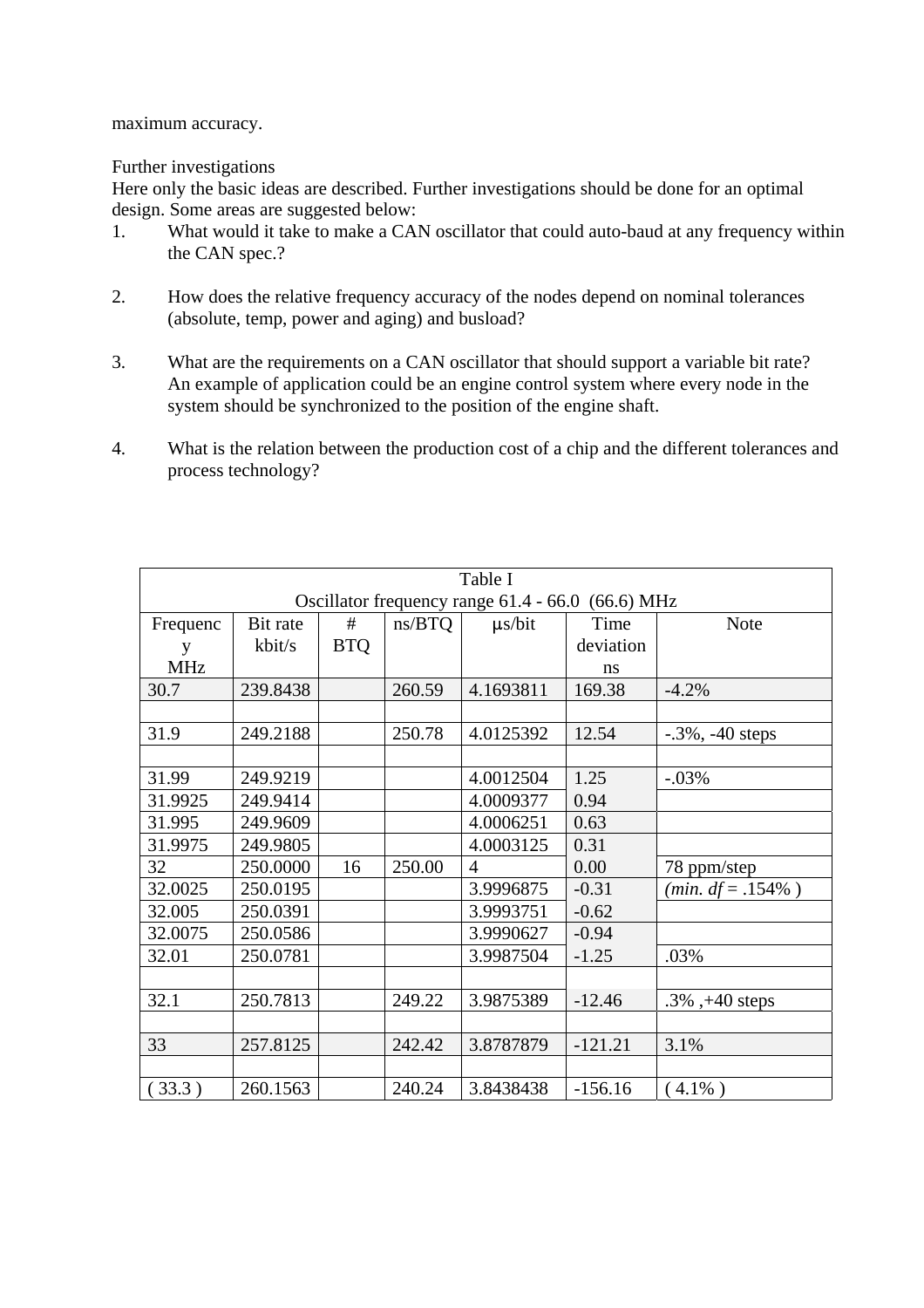maximum accuracy.

Further investigations

Here only the basic ideas are described. Further investigations should be done for an optimal design. Some areas are suggested below:

1. What would it take to make a CAN oscillator that could auto-baud at any frequency within the CAN spec.?

2. How does the relative frequency accuracy of the nodes depend on nominal tolerances (absolute, temp, power and aging) and busload?

3. What are the requirements on a CAN oscillator that should support a variable bit rate? An example of application could be an engine control system where every node in the system should be synchronized to the position of the engine shaft.

4. What is the relation between the production cost of a chip and the different tolerances and process technology?

| Table I<br>Oscillator frequency range 61.4 - 66.0 (66.6) MHz | | | | | | |
|---|---|---|---|---|---|---|
| Frequency MHz | Bit rate kbit/s | # BTQ | ns/BTQ | μs/bit | Time deviation ns | Note |
| 30.7 | 239.8438 | | 260.59 | 4.1693811 | 169.38 | -4.2% |
| | | | | | | |
| 31.9 | 249.2188 | | 250.78 | 4.0125392 | 12.54 | -.3%, -40 steps |
| | | | | | | |
| 31.99 | 249.9219 | | | 4.0012504 | 1.25 | -.03% |
| 31.9925 | 249.9414 | | | 4.0009377 | 0.94 | |
| 31.995 | 249.9609 | | | 4.0006251 | 0.63 | |
| 31.9975 | 249.9805 | | | 4.0003125 | 0.31 | |
| 32 | 250.0000 | 16 | 250.00 | 4 | 0.00 | 78 ppm/step |
| 32.0025 | 250.0195 | | | 3.9996875 | -0.31 | *(min. df* = .154% ) |
| 32.005 | 250.0391 | | | 3.9993751 | -0.62 | |
| 32.0075 | 250.0586 | | | 3.9990627 | -0.94 | |
| 32.01 | 250.0781 | | | 3.9987504 | -1.25 | .03% |
| | | | | | | |
| 32.1 | 250.7813 | | 249.22 | 3.9875389 | -12.46 | .3% ,+40 steps |
| | | | | | | |
| 33 | 257.8125 | | 242.42 | 3.8787879 | -121.21 | 3.1% |
| | | | | | | |
| ( 33.3 ) | 260.1563 | | 240.24 | 3.8438438 | -156.16 | ( 4.1% ) |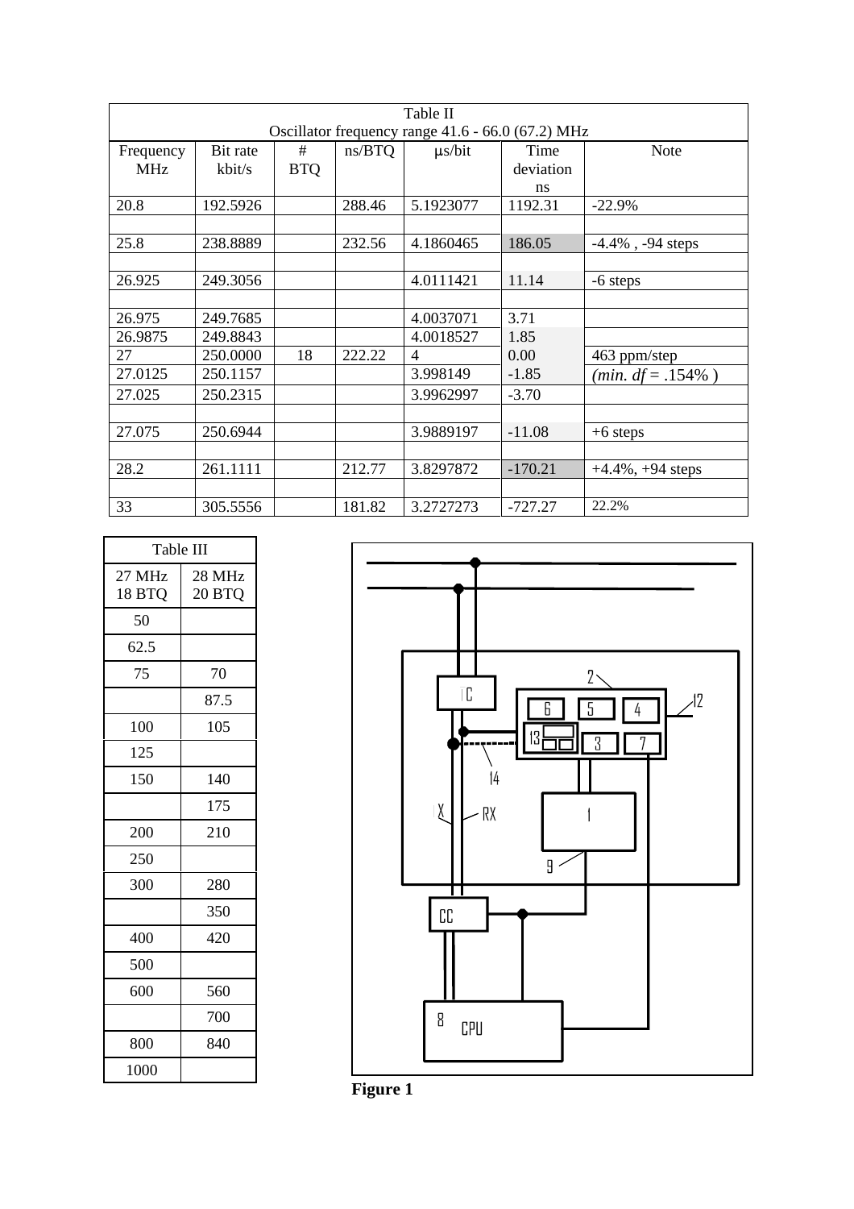| Table II<br>Oscillator frequency range 41.6 - 66.0 (67.2) MHz | | | | | | |
|---|---|---|---|---|---|---|
| Frequency MHz | Bit rate kbit/s | # BTQ | ns/BTQ | μs/bit | Time deviation ns | Note |
| 20.8 | 192.5926 | | 288.46 | 5.1923077 | 1192.31 | -22.9% |
| | | | | | | |
| 25.8 | 238.8889 | | 232.56 | 4.1860465 | 186.05 | -4.4% , -94 steps |
| | | | | | | |
| 26.925 | 249.3056 | | | 4.0111421 | 11.14 | -6 steps |
| | | | | | | |
| 26.975 | 249.7685 | | | 4.0037071 | 3.71 | |
| 26.9875 | 249.8843 | | | 4.0018527 | 1.85 | |
| 27 | 250.0000 | 18 | 222.22 | 4 | 0.00 | 463 ppm/step |
| 27.0125 | 250.1157 | | | 3.998149 | -1.85 | *(min. df = .154% )* |
| 27.025 | 250.2315 | | | 3.9962997 | -3.70 | |
| | | | | | | |
| 27.075 | 250.6944 | | | 3.9889197 | -11.08 | +6 steps |
| | | | | | | |
| 28.2 | 261.1111 | | 212.77 | 3.8297872 | -170.21 | +4.4%, +94 steps |
| | | | | | | |
| 33 | 305.5556 | | 181.82 | 3.2727273 | -727.27 | 22.2% |

| Table III | |
|---|---|
| 27 MHz 18 BTQ | 28 MHz 20 BTQ |
| 50 | |
| 62.5 | |
| 75 | 70 |
| | 87.5 |
| 100 | 105 |
| 125 | |
| 150 | 140 |
| | 175 |
| 200 | 210 |
| 250 | |
| 300 | 280 |
| | 350 |
| 400 | 420 |
| 500 | |
| 600 | 560 |
| | 700 |
| 800 | 840 |
| 1000 | |

IC
2
12
6
5
4
13
3
7
14
TX
RX
1
9
CC
8
CPU

**Figure 1**